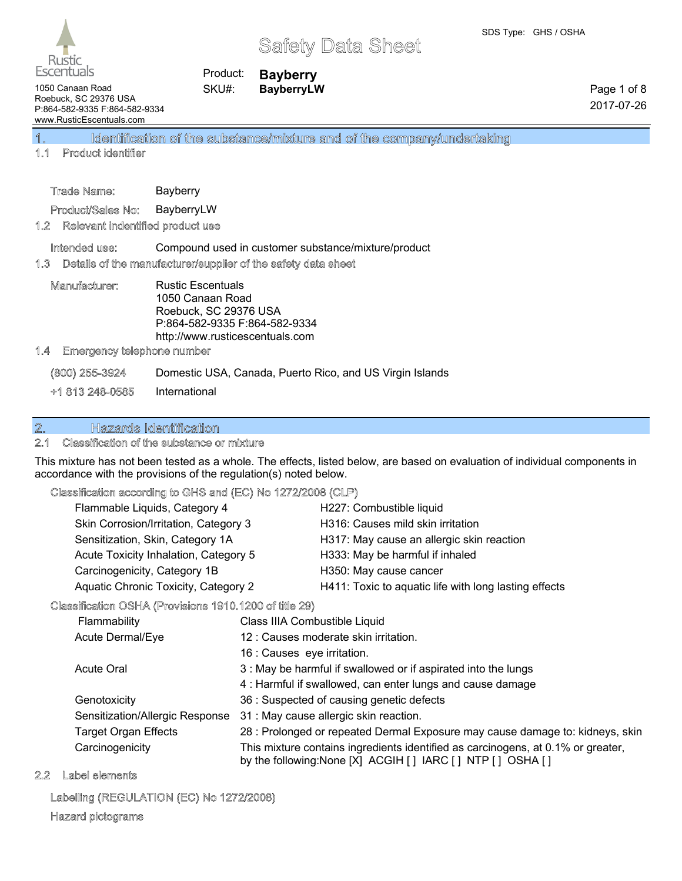Rustic Escentuals
1050 Canaan Road
Roebuck, SC 29376 USA
P:864-582-9335 F:864-582-9334
www.RusticEscentuals.com

# Safety Data Sheet

SDS Type: GHS / OSHA

Product: **Bayberry**
SKU#: **BayberryLW**

2017-07-26

## 1. Identification of the substance/mixture and of the company/undertaking

### 1.1 Product identifier

Trade Name: Bayberry

Product/Sales No: BayberryLW

### 1.2 Relevant indentified product use

Intended use: Compound used in customer substance/mixture/product

### 1.3 Details of the manufacturer/supplier of the safety data sheet

Manufacturer: Rustic Escentuals
1050 Canaan Road
Roebuck, SC 29376 USA
P:864-582-9335 F:864-582-9334
http://www.rusticescentuals.com

### 1.4 Emergency telephone number

(800) 255-3924 Domestic USA, Canada, Puerto Rico, and US Virgin Islands

+1 813 248-0585 International

## 2. Hazards Identification

### 2.1 Classification of the substance or mixture

This mixture has not been tested as a whole. The effects, listed below, are based on evaluation of individual components in accordance with the provisions of the regulation(s) noted below.

Classification according to GHS and (EC) No 1272/2008 (CLP)

| Classification | Hazard statement |
|---|---|
| Flammable Liquids, Category 4 | H227: Combustible liquid |
| Skin Corrosion/Irritation, Category 3 | H316: Causes mild skin irritation |
| Sensitization, Skin, Category 1A | H317: May cause an allergic skin reaction |
| Acute Toxicity Inhalation, Category 5 | H333: May be harmful if inhaled |
| Carcinogenicity, Category 1B | H350: May cause cancer |
| Aquatic Chronic Toxicity, Category 2 | H411: Toxic to aquatic life with long lasting effects |

Classification OSHA (Provisions 1910.1200 of title 29)

| Category | Classification |
|---|---|
| Flammability | Class IIIA Combustible Liquid |
| Acute Dermal/Eye | 12 : Causes moderate skin irritation. |
| | 16 : Causes eye irritation. |
| Acute Oral | 3 : May be harmful if swallowed or if aspirated into the lungs |
| | 4 : Harmful if swallowed, can enter lungs and cause damage |
| Genotoxicity | 36 : Suspected of causing genetic defects |
| Sensitization/Allergic Response | 31 : May cause allergic skin reaction. |
| Target Organ Effects | 28 : Prolonged or repeated Dermal Exposure may cause damage to: kidneys, skin |
| Carcinogenicity | This mixture contains ingredients identified as carcinogens, at 0.1% or greater, by the following:None [X] ACGIH [ ] IARC [ ] NTP [ ] OSHA [ ] |

### 2.2 Label elements

Labelling (REGULATION (EC) No 1272/2008)

Hazard pictograms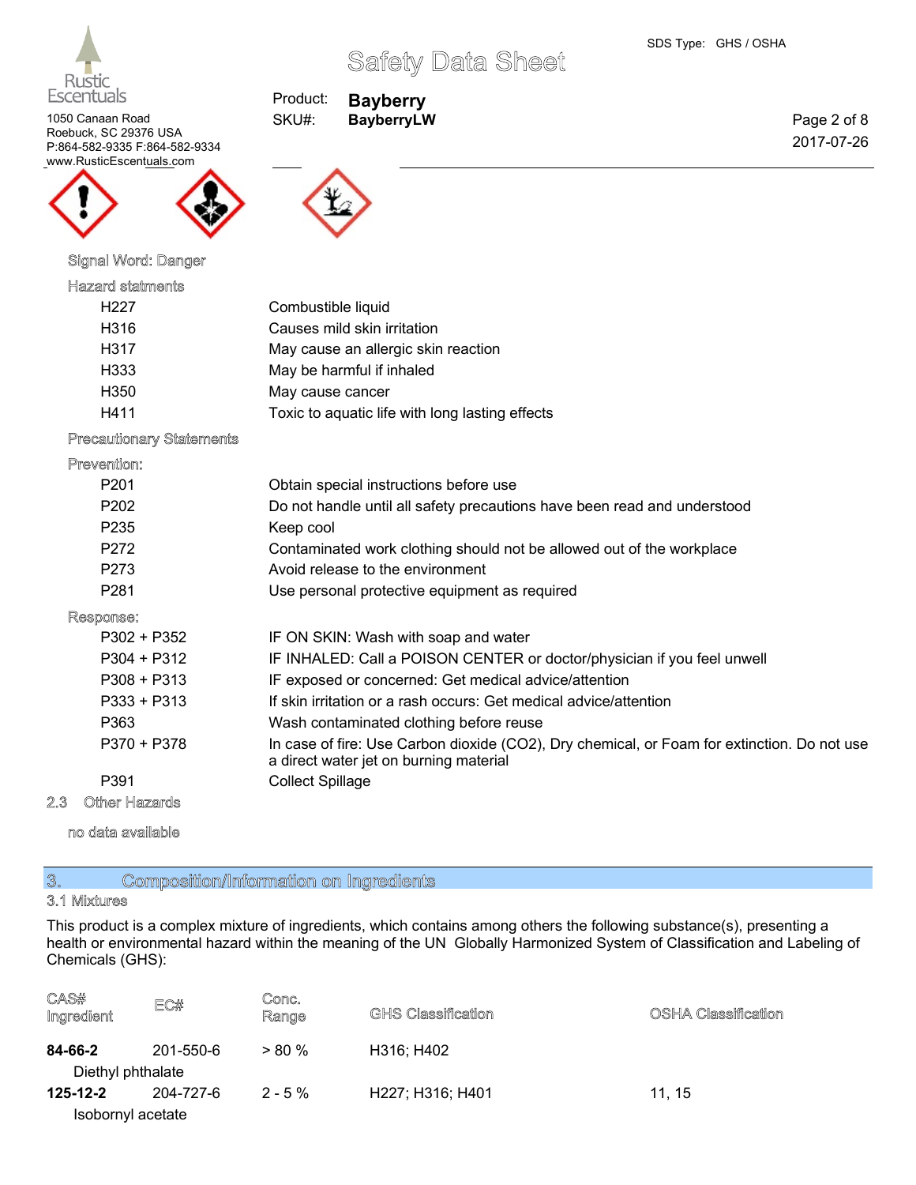Signal Word: Danger

Hazard statments

| | |
|---|---|
| H227 | Combustible liquid |
| H316 | Causes mild skin irritation |
| H317 | May cause an allergic skin reaction |
| H333 | May be harmful if inhaled |
| H350 | May cause cancer |
| H411 | Toxic to aquatic life with long lasting effects |

Precautionary Statements

Prevention:

| | |
|---|---|
| P201 | Obtain special instructions before use |
| P202 | Do not handle until all safety precautions have been read and understood |
| P235 | Keep cool |
| P272 | Contaminated work clothing should not be allowed out of the workplace |
| P273 | Avoid release to the environment |
| P281 | Use personal protective equipment as required |

Response:

| | |
|---|---|
| P302 + P352 | IF ON SKIN: Wash with soap and water |
| P304 + P312 | IF INHALED: Call a POISON CENTER or doctor/physician if you feel unwell |
| P308 + P313 | IF exposed or concerned: Get medical advice/attention |
| P333 + P313 | If skin irritation or a rash occurs: Get medical advice/attention |
| P363 | Wash contaminated clothing before reuse |
| P370 + P378 | In case of fire: Use Carbon dioxide ($CO_2$), Dry chemical, or Foam for extinction. Do not use a direct water jet on burning material |
| P391 | Collect Spillage |

### 2.3 Other Hazards

no data available

## 3. Composition/Information on Ingredients

### 3.1 Mixtures

This product is a complex mixture of ingredients, which contains among others the following substance(s), presenting a health or environmental hazard within the meaning of the UN Globally Harmonized System of Classification and Labeling of Chemicals (GHS):

| CAS# Ingredient | EC# | Conc. Range | GHS Classification | OSHA Classification |
|---|---|---|---|---|
| **84-66-2** Diethyl phthalate | 201-550-6 | > 80 % | H316; H402 | |
| **125-12-2** Isobornyl acetate | 204-727-6 | 2 - 5 % | H227; H316; H401 | 11, 15 |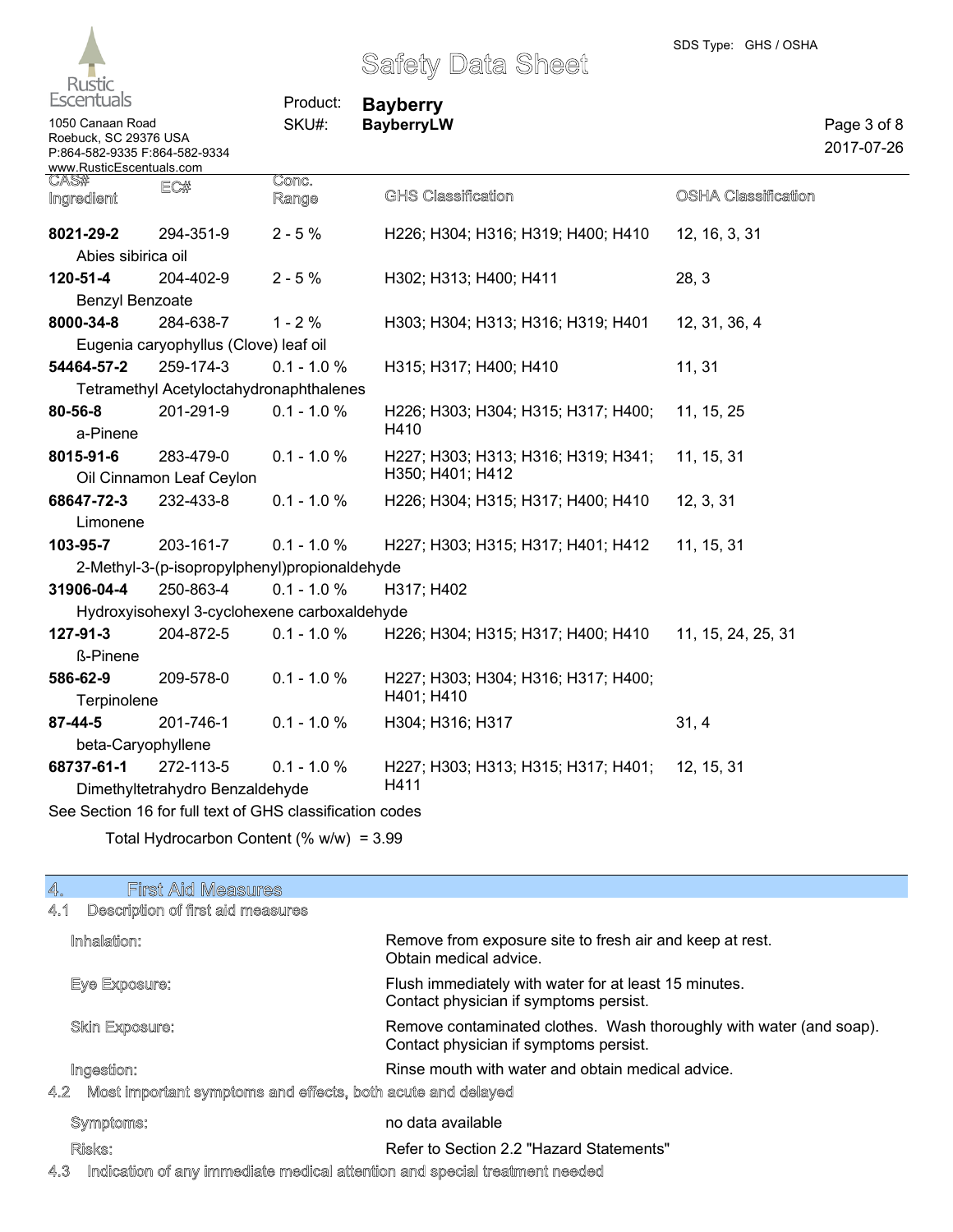| CAS# Ingredient | EC# | Conc. Range | GHS Classification | OSHA Classification |
|---|---|---|---|---|
| **8021-29-2** Abies sibirica oil | 294-351-9 | 2 - 5 % | H226; H304; H316; H319; H400; H410 | 12, 16, 3, 31 |
| **120-51-4** Benzyl Benzoate | 204-402-9 | 2 - 5 % | H302; H313; H400; H411 | 28, 3 |
| **8000-34-8** Eugenia caryophyllus (Clove) leaf oil | 284-638-7 | 1 - 2 % | H303; H304; H313; H316; H319; H401 | 12, 31, 36, 4 |
| **54464-57-2** Tetramethyl Acetyloctahydronaphthalenes | 259-174-3 | 0.1 - 1.0 % | H315; H317; H400; H410 | 11, 31 |
| **80-56-8** a-Pinene | 201-291-9 | 0.1 - 1.0 % | H226; H303; H304; H315; H317; H400; H410 | 11, 15, 25 |
| **8015-91-6** Oil Cinnamon Leaf Ceylon | 283-479-0 | 0.1 - 1.0 % | H227; H303; H313; H316; H319; H341; H350; H401; H412 | 11, 15, 31 |
| **68647-72-3** Limonene | 232-433-8 | 0.1 - 1.0 % | H226; H304; H315; H317; H400; H410 | 12, 3, 31 |
| **103-95-7** 2-Methyl-3-(p-isopropylphenyl)propionaldehyde | 203-161-7 | 0.1 - 1.0 % | H227; H303; H315; H317; H401; H412 | 11, 15, 31 |
| **31906-04-4** Hydroxyisohexyl 3-cyclohexene carboxaldehyde | 250-863-4 | 0.1 - 1.0 % | H317; H402 | |
| **127-91-3** ß-Pinene | 204-872-5 | 0.1 - 1.0 % | H226; H304; H315; H317; H400; H410 | 11, 15, 24, 25, 31 |
| **586-62-9** Terpinolene | 209-578-0 | 0.1 - 1.0 % | H227; H303; H304; H316; H317; H400; H401; H410 | |
| **87-44-5** beta-Caryophyllene | 201-746-1 | 0.1 - 1.0 % | H304; H316; H317 | 31, 4 |
| **68737-61-1** Dimethyltetrahydro Benzaldehyde | 272-113-5 | 0.1 - 1.0 % | H227; H303; H313; H315; H317; H401; H411 | 12, 15, 31 |

See Section 16 for full text of GHS classification codes

Total Hydrocarbon Content (% w/w) = 3.99

## 4. First Aid Measures

### 4.1 Description of first aid measures

**Inhalation:** Remove from exposure site to fresh air and keep at rest. Obtain medical advice.

**Eye Exposure:** Flush immediately with water for at least 15 minutes. Contact physician if symptoms persist.

**Skin Exposure:** Remove contaminated clothes. Wash thoroughly with water (and soap). Contact physician if symptoms persist.

**Ingestion:** Rinse mouth with water and obtain medical advice.

### 4.2 Most important symptoms and effects, both acute and delayed

**Symptoms:** no data available

**Risks:** Refer to Section 2.2 "Hazard Statements"

### 4.3 Indication of any immediate medical attention and special treatment needed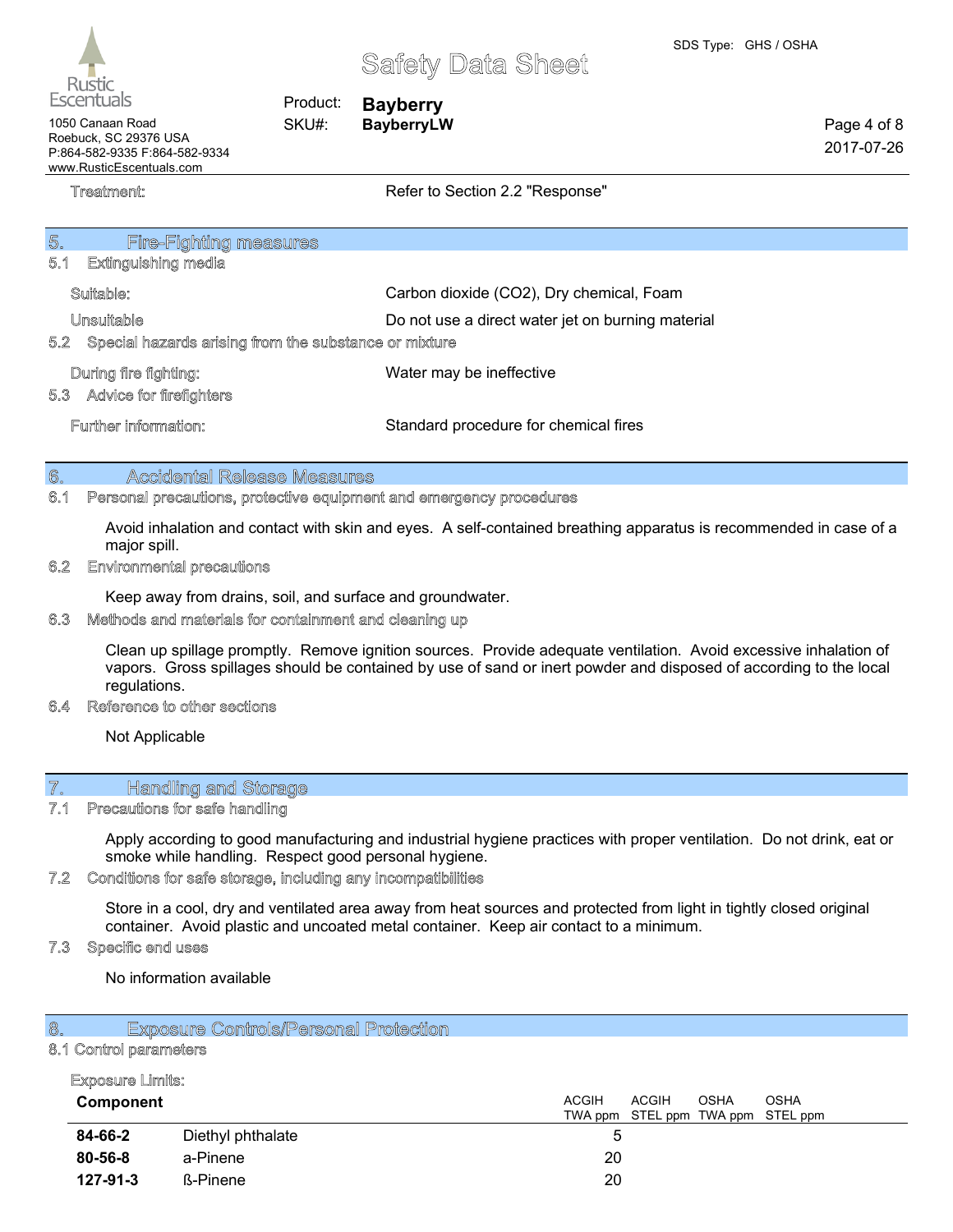Treatment: Refer to Section 2.2 "Response"

## 5. Fire-Fighting measures

### 5.1 Extinguishing media

Suitable: Carbon dioxide ($CO_2$), Dry chemical, Foam

Unsuitable: Do not use a direct water jet on burning material

### 5.2 Special hazards arising from the substance or mixture

During fire fighting: Water may be ineffective

### 5.3 Advice for firefighters

Further information: Standard procedure for chemical fires

## 6. Accidental Release Measures

### 6.1 Personal precautions, protective equipment and emergency procedures

Avoid inhalation and contact with skin and eyes. A self-contained breathing apparatus is recommended in case of a major spill.

### 6.2 Environmental precautions

Keep away from drains, soil, and surface and groundwater.

### 6.3 Methods and materials for containment and cleaning up

Clean up spillage promptly. Remove ignition sources. Provide adequate ventilation. Avoid excessive inhalation of vapors. Gross spillages should be contained by use of sand or inert powder and disposed of according to the local regulations.

### 6.4 Reference to other sections

Not Applicable

## 7. Handling and Storage

### 7.1 Precautions for safe handling

Apply according to good manufacturing and industrial hygiene practices with proper ventilation. Do not drink, eat or smoke while handling. Respect good personal hygiene.

### 7.2 Conditions for safe storage, including any incompatibilities

Store in a cool, dry and ventilated area away from heat sources and protected from light in tightly closed original container. Avoid plastic and uncoated metal container. Keep air contact to a minimum.

### 7.3 Specific end uses

No information available

## 8. Exposure Controls/Personal Protection

### 8.1 Control parameters

Exposure Limits:

| Component | | ACGIH TWA ppm | ACGIH STEL ppm | OSHA TWA ppm | OSHA STEL ppm |
|---|---|---|---|---|---|
| **84-66-2** | Diethyl phthalate | 5 | | | |
| **80-56-8** | a-Pinene | 20 | | | |
| **127-91-3** | ß-Pinene | 20 | | | |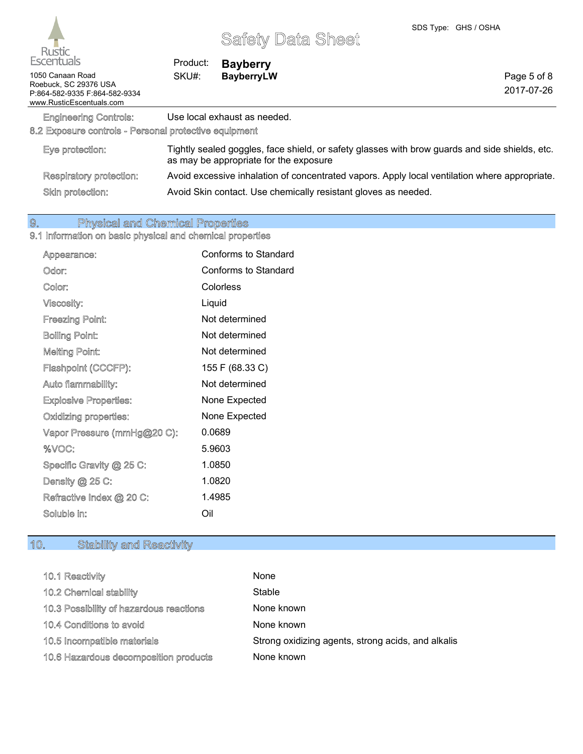| | |
|---|---|
| Engineering Controls: | Use local exhaust as needed. |

8.2 Exposure controls - Personal protective equipment

| | |
|---|---|
| Eye protection: | Tightly sealed goggles, face shield, or safety glasses with brow guards and side shields, etc. as may be appropriate for the exposure |
| Respiratory protection: | Avoid excessive inhalation of concentrated vapors. Apply local ventilation where appropriate. |
| Skin protection: | Avoid Skin contact. Use chemically resistant gloves as needed. |

## 9. Physical and Chemical Properties

9.1 Information on basic physical and chemical properties

| | |
|---|---|
| Appearance: | Conforms to Standard |
| Odor: | Conforms to Standard |
| Color: | Colorless |
| Viscosity: | Liquid |
| Freezing Point: | Not determined |
| Boiling Point: | Not determined |
| Melting Point: | Not determined |
| Flashpoint (CCCFP): | 155 F (68.33 C) |
| Auto flammability: | Not determined |
| Explosive Properties: | None Expected |
| Oxidizing properties: | None Expected |
| Vapor Pressure (mmHg@20 C): | 0.0689 |
| %VOC: | 5.9603 |
| Specific Gravity @ 25 C: | 1.0850 |
| Density @ 25 C: | 1.0820 |
| Refractive Index @ 20 C: | 1.4985 |
| Soluble in: | Oil |

## 10. Stability and Reactivity

| | |
|---|---|
| 10.1 Reactivity | None |
| 10.2 Chemical stability | Stable |
| 10.3 Possibility of hazardous reactions | None known |
| 10.4 Conditions to avoid | None known |
| 10.5 Incompatible materials | Strong oxidizing agents, strong acids, and alkalis |
| 10.6 Hazardous decomposition products | None known |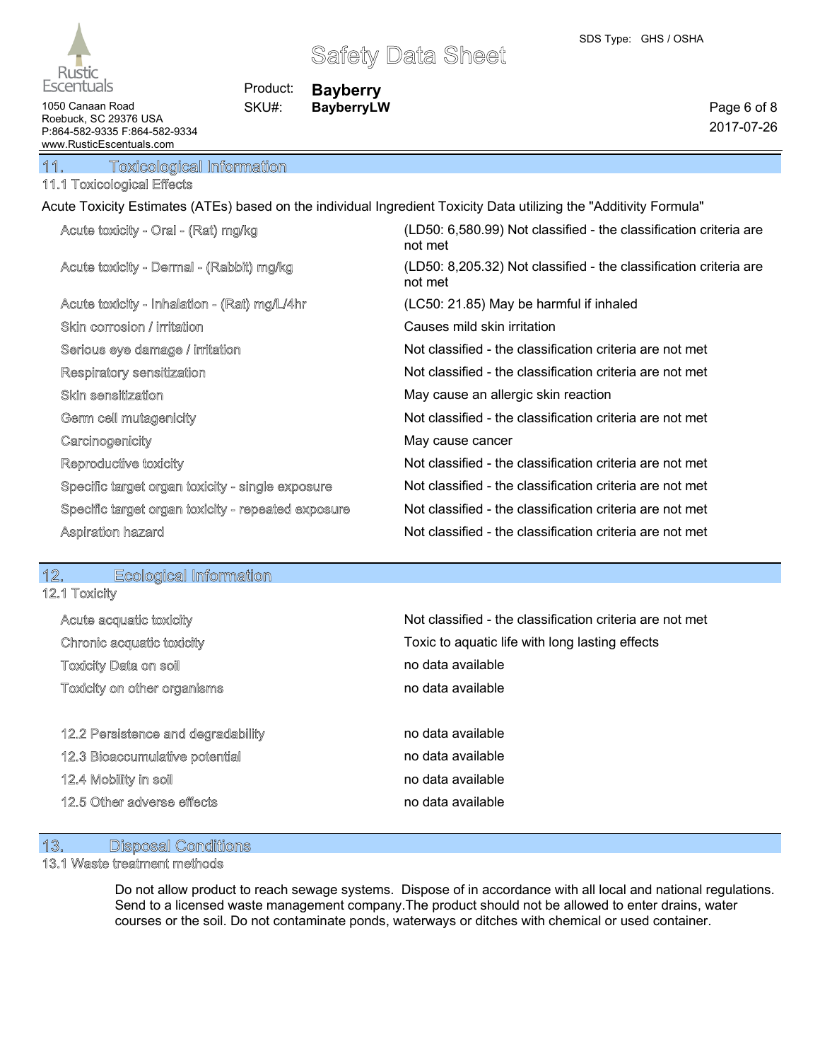## 11. Toxicological Information

### 11.1 Toxicological Effects

Acute Toxicity Estimates (ATEs) based on the individual Ingredient Toxicity Data utilizing the "Additivity Formula"

| | |
|---|---|
| Acute toxicity - Oral - (Rat) mg/kg | (LD50: 6,580.99) Not classified - the classification criteria are not met |
| Acute toxicity - Dermal - (Rabbit) mg/kg | (LD50: 8,205.32) Not classified - the classification criteria are not met |
| Acute toxicity - Inhalation - (Rat) mg/L/4hr | (LC50: 21.85) May be harmful if inhaled |
| Skin corrosion / irritation | Causes mild skin irritation |
| Serious eye damage / irritation | Not classified - the classification criteria are not met |
| Respiratory sensitization | Not classified - the classification criteria are not met |
| Skin sensitization | May cause an allergic skin reaction |
| Germ cell mutagenicity | Not classified - the classification criteria are not met |
| Carcinogenicity | May cause cancer |
| Reproductive toxicity | Not classified - the classification criteria are not met |
| Specific target organ toxicity - single exposure | Not classified - the classification criteria are not met |
| Specific target organ toxicity - repeated exposure | Not classified - the classification criteria are not met |
| Aspiration hazard | Not classified - the classification criteria are not met |

## 12. Ecological Information

### 12.1 Toxicity

| | |
|---|---|
| Acute acquatic toxicity | Not classified - the classification criteria are not met |
| Chronic acquatic toxicity | Toxic to aquatic life with long lasting effects |
| Toxicity Data on soil | no data available |
| Toxicity on other organisms | no data available |

| | |
|---|---|
| 12.2 Persistence and degradability | no data available |
| 12.3 Bioaccumulative potential | no data available |
| 12.4 Mobility in soil | no data available |
| 12.5 Other adverse effects | no data available |

## 13. Disposal Conditions

### 13.1 Waste treatment methods

Do not allow product to reach sewage systems. Dispose of in accordance with all local and national regulations. Send to a licensed waste management company.The product should not be allowed to enter drains, water courses or the soil. Do not contaminate ponds, waterways or ditches with chemical or used container.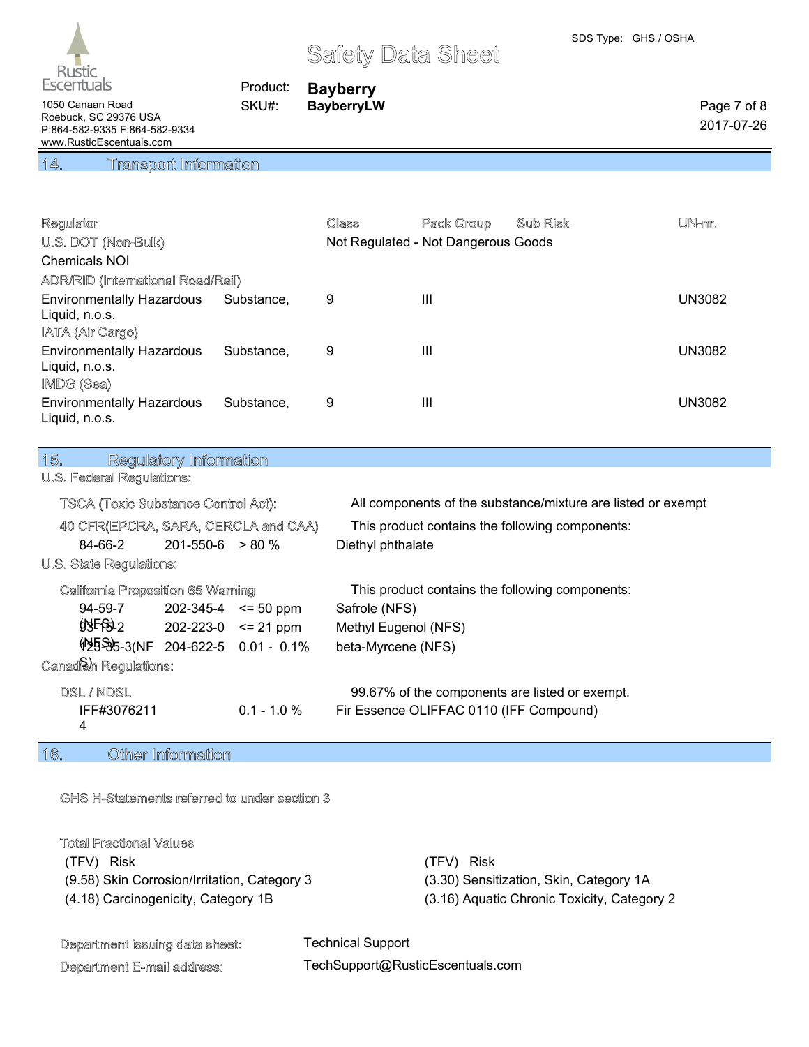## 14. Transport Information

| Regulator | Class | Pack Group | Sub Risk | UN-nr. |
|---|---|---|---|---|
| U.S. DOT (Non-Bulk) | Not Regulated - Not Dangerous Goods | | | |
| Chemicals NOI | | | | |
| ADR/RID (International Road/Rail) | | | | |
| Environmentally Hazardous Substance, Liquid, n.o.s. | 9 | III | | UN3082 |
| IATA (Air Cargo) | | | | |
| Environmentally Hazardous Substance, Liquid, n.o.s. | 9 | III | | UN3082 |
| IMDG (Sea) | | | | |
| Environmentally Hazardous Substance, Liquid, n.o.s. | 9 | III | | UN3082 |

## 15. Regulatory Information

**U.S. Federal Regulations:**

TSCA (Toxic Substance Control Act): All components of the substance/mixture are listed or exempt

40 CFR(EPCRA, SARA, CERCLA and CAA) This product contains the following components:

| CAS | EC | Concentration | Component |
|---|---|---|---|
| 84-66-2 | 201-550-6 | > 80 % | Diethyl phthalate |

**U.S. State Regulations:**

California Proposition 65 Warning This product contains the following components:

| CAS | EC | Concentration | Component |
|---|---|---|---|
| 94-59-7 | 202-345-4 | <= 50 ppm | Safrole (NFS) |
| 93-15-2 (NFS) | 202-223-0 | <= 21 ppm | Methyl Eugenol (NFS) |
| 123-35-3(NFS) | 204-622-5 | 0.01 - 0.1% | beta-Myrcene (NFS) |

**Canadian Regulations:**

DSL / NDSL 99.67% of the components are listed or exempt.

| ID | Concentration | Component |
|---|---|---|
| IFF#30762114 | 0.1 - 1.0 % | Fir Essence OLIFFAC 0110 (IFF Compound) |

## 16. Other Information

GHS H-Statements referred to under section 3

Total Fractional Values

| (TFV) Risk | (TFV) Risk |
|---|---|
| (9.58) Skin Corrosion/Irritation, Category 3 | (3.30) Sensitization, Skin, Category 1A |
| (4.18) Carcinogenicity, Category 1B | (3.16) Aquatic Chronic Toxicity, Category 2 |

Department issuing data sheet: Technical Support

Department E-mail address: TechSupport@RusticEscentuals.com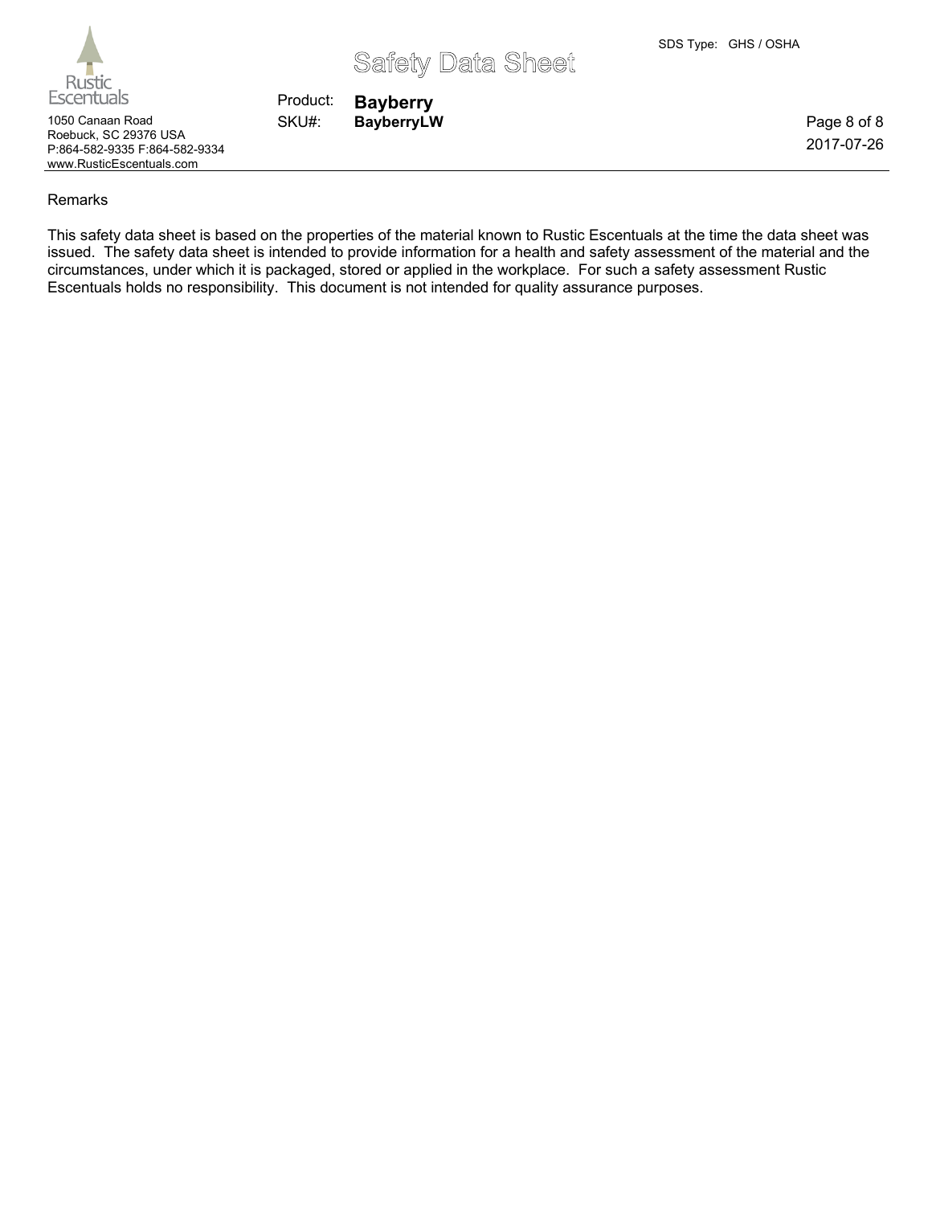## Remarks

This safety data sheet is based on the properties of the material known to Rustic Escentuals at the time the data sheet was issued. The safety data sheet is intended to provide information for a health and safety assessment of the material and the circumstances, under which it is packaged, stored or applied in the workplace. For such a safety assessment Rustic Escentuals holds no responsibility. This document is not intended for quality assurance purposes.